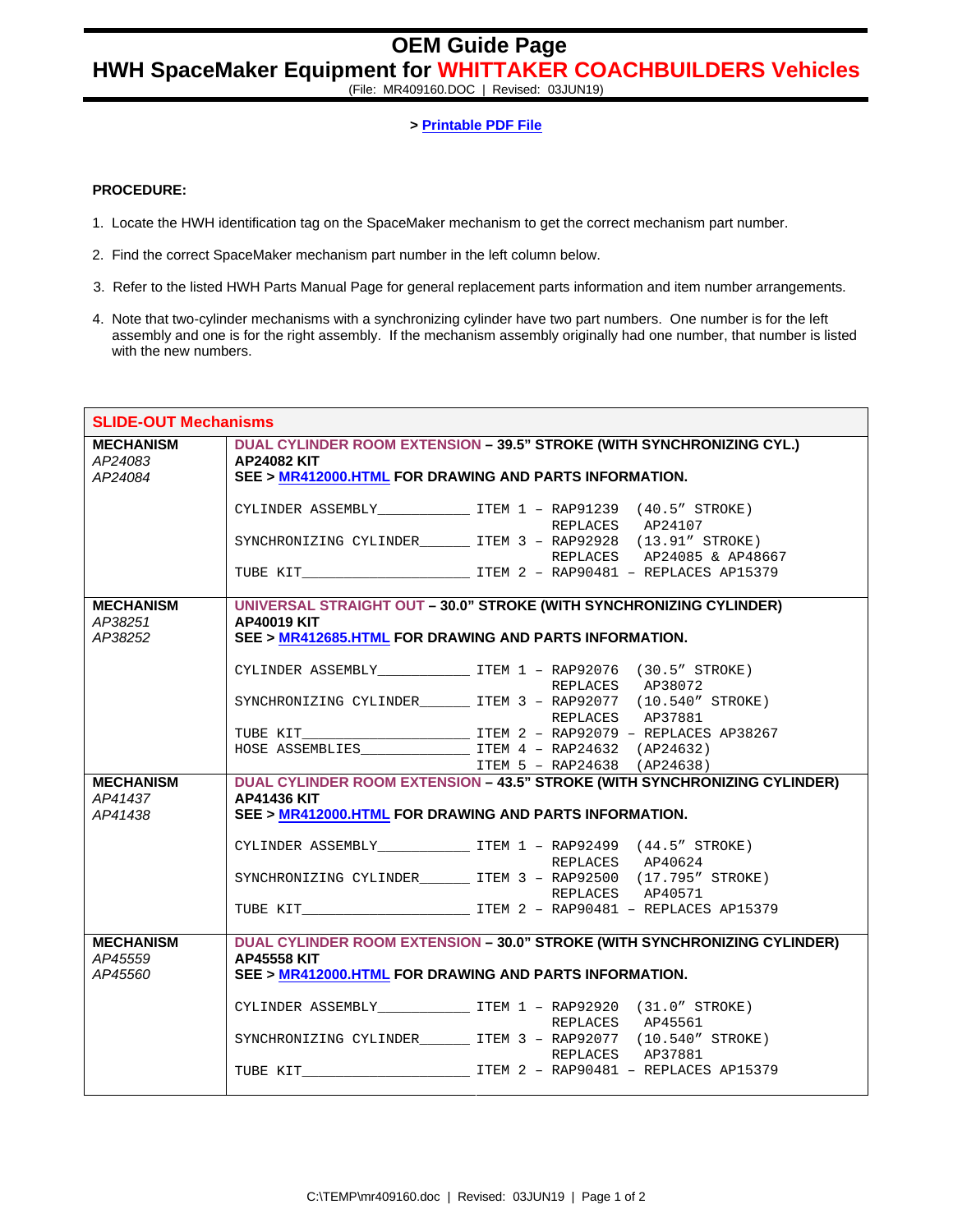# OEM Guide Page

## HWH SpaceMaker Equipment for WHITTAKER COACHBUILDERS Vehicles

(File: MR409160.DOC | Revised: 03JUN19)

> Printable PDF File

**PROCEDURE:**

1. Locate the HWH identification tag on the SpaceMaker mechanism to get the correct mechanism part number.
2. Find the correct SpaceMaker mechanism part number in the left column below.
3. Refer to the listed HWH Parts Manual Page for general replacement parts information and item number arrangements.
4. Note that two-cylinder mechanisms with a synchronizing cylinder have two part numbers. One number is for the left assembly and one is for the right assembly. If the mechanism assembly originally had one number, that number is listed with the new numbers.

| SLIDE-OUT Mechanisms | |
|---|---|
| **MECHANISM**<br>*AP24083*<br>*AP24084* | **DUAL CYLINDER ROOM EXTENSION – 39.5" STROKE (WITH SYNCHRONIZING CYL.)**<br>**AP24082 KIT**<br>**SEE > MR412000.HTML FOR DRAWING AND PARTS INFORMATION.**<br><br>CYLINDER ASSEMBLY____________ ITEM 1 – RAP91239 (40.5" STROKE) REPLACES AP24107<br>SYNCHRONIZING CYLINDER______ ITEM 3 – RAP92928 (13.91" STROKE) REPLACES AP24085 & AP48667<br>TUBE KIT______________________ ITEM 2 – RAP90481 – REPLACES AP15379 |
| **MECHANISM**<br>*AP38251*<br>*AP38252* | **UNIVERSAL STRAIGHT OUT – 30.0" STROKE (WITH SYNCHRONIZING CYLINDER)**<br>**AP40019 KIT**<br>**SEE > MR412685.HTML FOR DRAWING AND PARTS INFORMATION.**<br><br>CYLINDER ASSEMBLY____________ ITEM 1 – RAP92076 (30.5" STROKE) REPLACES AP38072<br>SYNCHRONIZING CYLINDER______ ITEM 3 – RAP92077 (10.540" STROKE) REPLACES AP37881<br>TUBE KIT______________________ ITEM 2 – RAP92079 – REPLACES AP38267<br>HOSE ASSEMBLIES______________ ITEM 4 – RAP24632 (AP24632)<br>ITEM 5 – RAP24638 (AP24638) |
| **MECHANISM**<br>*AP41437*<br>*AP41438* | **DUAL CYLINDER ROOM EXTENSION – 43.5" STROKE (WITH SYNCHRONIZING CYLINDER)**<br>**AP41436 KIT**<br>**SEE > MR412000.HTML FOR DRAWING AND PARTS INFORMATION.**<br><br>CYLINDER ASSEMBLY____________ ITEM 1 – RAP92499 (44.5" STROKE) REPLACES AP40624<br>SYNCHRONIZING CYLINDER______ ITEM 3 – RAP92500 (17.795" STROKE) REPLACES AP40571<br>TUBE KIT______________________ ITEM 2 – RAP90481 – REPLACES AP15379 |
| **MECHANISM**<br>*AP45559*<br>*AP45560* | **DUAL CYLINDER ROOM EXTENSION – 30.0" STROKE (WITH SYNCHRONIZING CYLINDER)**<br>**AP45558 KIT**<br>**SEE > MR412000.HTML FOR DRAWING AND PARTS INFORMATION.**<br><br>CYLINDER ASSEMBLY____________ ITEM 1 – RAP92920 (31.0" STROKE) REPLACES AP45561<br>SYNCHRONIZING CYLINDER______ ITEM 3 – RAP92077 (10.540" STROKE) REPLACES AP37881<br>TUBE KIT______________________ ITEM 2 – RAP90481 – REPLACES AP15379 |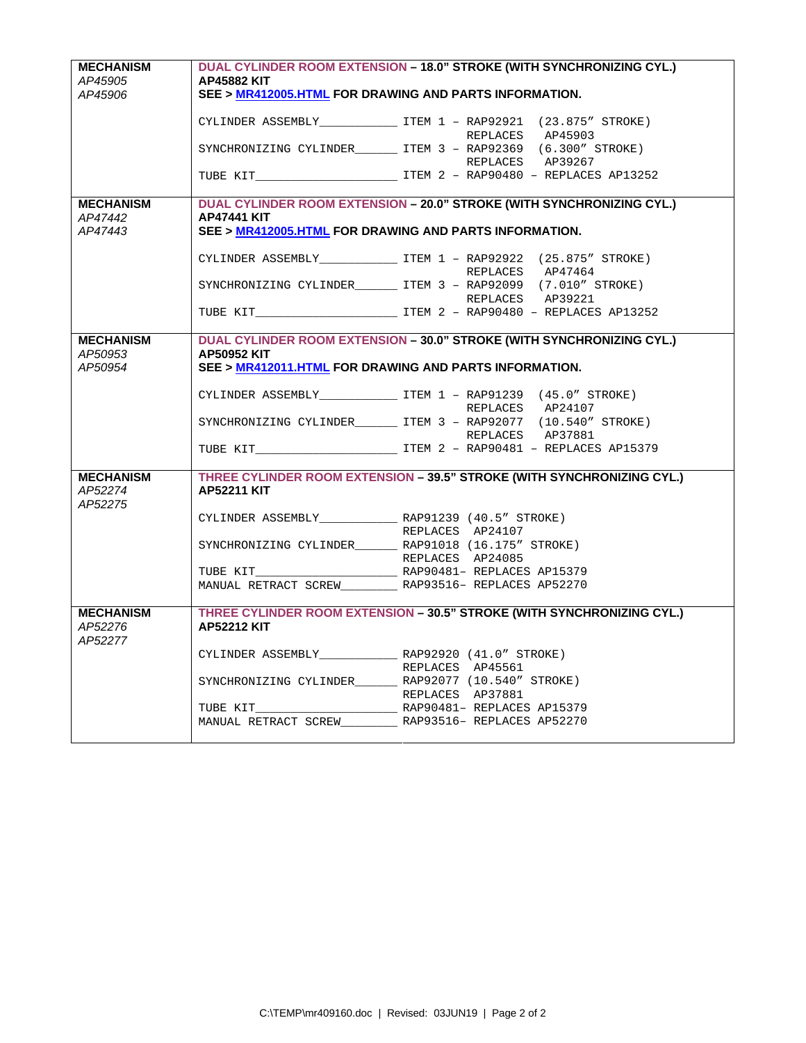| | |
|---|---|
| **MECHANISM**<br>*AP45905*<br>*AP45906* | **DUAL CYLINDER ROOM EXTENSION – 18.0" STROKE (WITH SYNCHRONIZING CYL.)**<br>**AP45882 KIT**<br>**SEE > MR412005.HTML FOR DRAWING AND PARTS INFORMATION.**<br><br>CYLINDER ASSEMBLY___________ ITEM 1 – RAP92921 (23.875" STROKE) REPLACES AP45903<br>SYNCHRONIZING CYLINDER______ ITEM 3 – RAP92369 (6.300" STROKE) REPLACES AP39267<br>TUBE KIT____________________ ITEM 2 – RAP90480 – REPLACES AP13252 |
| **MECHANISM**<br>*AP47442*<br>*AP47443* | **DUAL CYLINDER ROOM EXTENSION – 20.0" STROKE (WITH SYNCHRONIZING CYL.)**<br>**AP47441 KIT**<br>**SEE > MR412005.HTML FOR DRAWING AND PARTS INFORMATION.**<br><br>CYLINDER ASSEMBLY___________ ITEM 1 – RAP92922 (25.875" STROKE) REPLACES AP47464<br>SYNCHRONIZING CYLINDER______ ITEM 3 – RAP92099 (7.010" STROKE) REPLACES AP39221<br>TUBE KIT____________________ ITEM 2 – RAP90480 – REPLACES AP13252 |
| **MECHANISM**<br>*AP50953*<br>*AP50954* | **DUAL CYLINDER ROOM EXTENSION – 30.0" STROKE (WITH SYNCHRONIZING CYL.)**<br>**AP50952 KIT**<br>**SEE > MR412011.HTML FOR DRAWING AND PARTS INFORMATION.**<br><br>CYLINDER ASSEMBLY___________ ITEM 1 – RAP91239 (45.0" STROKE) REPLACES AP24107<br>SYNCHRONIZING CYLINDER______ ITEM 3 – RAP92077 (10.540" STROKE) REPLACES AP37881<br>TUBE KIT____________________ ITEM 2 – RAP90481 – REPLACES AP15379 |
| **MECHANISM**<br>*AP52274*<br>*AP52275* | **THREE CYLINDER ROOM EXTENSION – 39.5" STROKE (WITH SYNCHRONIZING CYL.)**<br>**AP52211 KIT**<br><br>CYLINDER ASSEMBLY___________ RAP91239 (40.5" STROKE) REPLACES AP24107<br>SYNCHRONIZING CYLINDER______ RAP91018 (16.175" STROKE) REPLACES AP24085<br>TUBE KIT____________________ RAP90481– REPLACES AP15379<br>MANUAL RETRACT SCREW________ RAP93516– REPLACES AP52270 |
| **MECHANISM**<br>*AP52276*<br>*AP52277* | **THREE CYLINDER ROOM EXTENSION – 30.5" STROKE (WITH SYNCHRONIZING CYL.)**<br>**AP52212 KIT**<br><br>CYLINDER ASSEMBLY___________ RAP92920 (41.0" STROKE) REPLACES AP45561<br>SYNCHRONIZING CYLINDER______ RAP92077 (10.540" STROKE) REPLACES AP37881<br>TUBE KIT____________________ RAP90481– REPLACES AP15379<br>MANUAL RETRACT SCREW________ RAP93516– REPLACES AP52270 |

C:\TEMP\mr409160.doc | Revised: 03JUN19